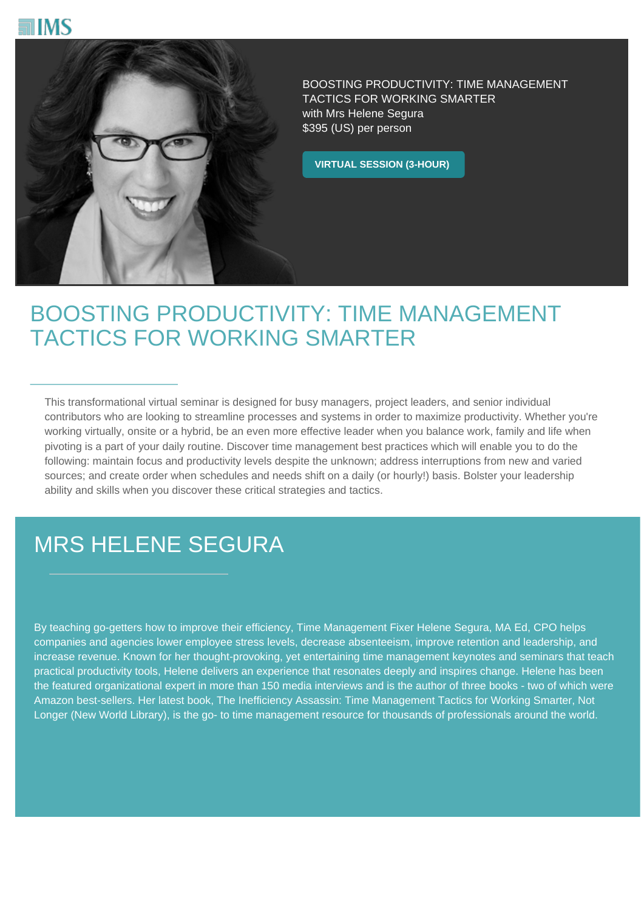IMS

BOOSTING PRODUCTIVITY: TIME MANAGEMENT TACTICS FOR WORKING SMARTER
with Mrs Helene Segura
$395 (US) per person

**VIRTUAL SESSION (3-HOUR)**

# BOOSTING PRODUCTIVITY: TIME MANAGEMENT TACTICS FOR WORKING SMARTER

This transformational virtual seminar is designed for busy managers, project leaders, and senior individual contributors who are looking to streamline processes and systems in order to maximize productivity. Whether you're working virtually, onsite or a hybrid, be an even more effective leader when you balance work, family and life when pivoting is a part of your daily routine. Discover time management best practices which will enable you to do the following: maintain focus and productivity levels despite the unknown; address interruptions from new and varied sources; and create order when schedules and needs shift on a daily (or hourly!) basis. Bolster your leadership ability and skills when you discover these critical strategies and tactics.

## MRS HELENE SEGURA

By teaching go-getters how to improve their efficiency, Time Management Fixer Helene Segura, MA Ed, CPO helps companies and agencies lower employee stress levels, decrease absenteeism, improve retention and leadership, and increase revenue. Known for her thought-provoking, yet entertaining time management keynotes and seminars that teach practical productivity tools, Helene delivers an experience that resonates deeply and inspires change. Helene has been the featured organizational expert in more than 150 media interviews and is the author of three books - two of which were Amazon best-sellers. Her latest book, The Inefficiency Assassin: Time Management Tactics for Working Smarter, Not Longer (New World Library), is the go- to time management resource for thousands of professionals around the world.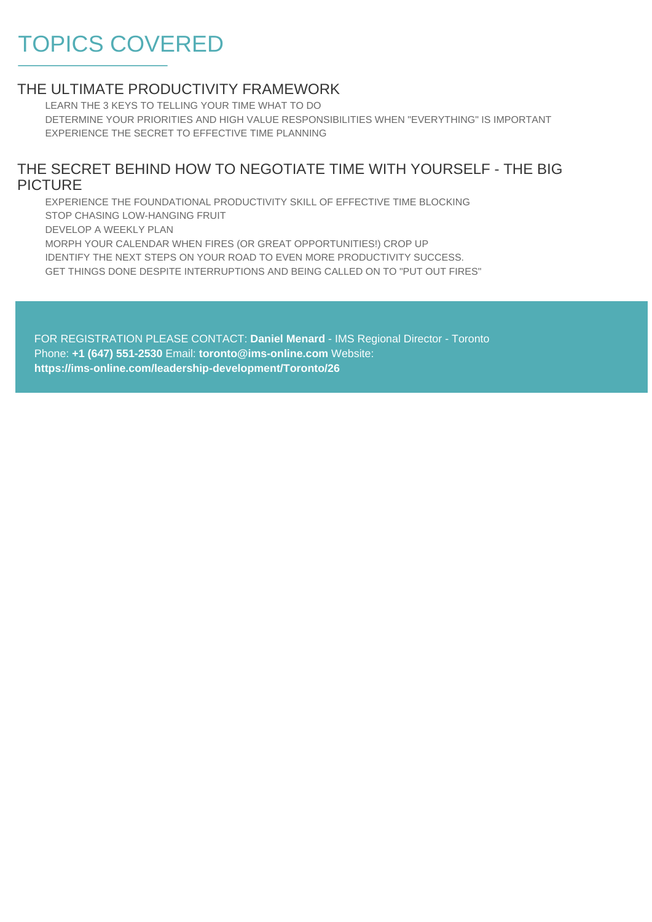# TOPICS COVERED

## THE ULTIMATE PRODUCTIVITY FRAMEWORK

- LEARN THE 3 KEYS TO TELLING YOUR TIME WHAT TO DO
- DETERMINE YOUR PRIORITIES AND HIGH VALUE RESPONSIBILITIES WHEN "EVERYTHING" IS IMPORTANT
- EXPERIENCE THE SECRET TO EFFECTIVE TIME PLANNING

## THE SECRET BEHIND HOW TO NEGOTIATE TIME WITH YOURSELF - THE BIG PICTURE

- EXPERIENCE THE FOUNDATIONAL PRODUCTIVITY SKILL OF EFFECTIVE TIME BLOCKING
- STOP CHASING LOW-HANGING FRUIT
- DEVELOP A WEEKLY PLAN
- MORPH YOUR CALENDAR WHEN FIRES (OR GREAT OPPORTUNITIES!) CROP UP
- IDENTIFY THE NEXT STEPS ON YOUR ROAD TO EVEN MORE PRODUCTIVITY SUCCESS.
- GET THINGS DONE DESPITE INTERRUPTIONS AND BEING CALLED ON TO "PUT OUT FIRES"

FOR REGISTRATION PLEASE CONTACT: **Daniel Menard** - IMS Regional Director - Toronto
Phone: **+1 (647) 551-2530** Email: **toronto@ims-online.com** Website:
**https://ims-online.com/leadership-development/Toronto/26**